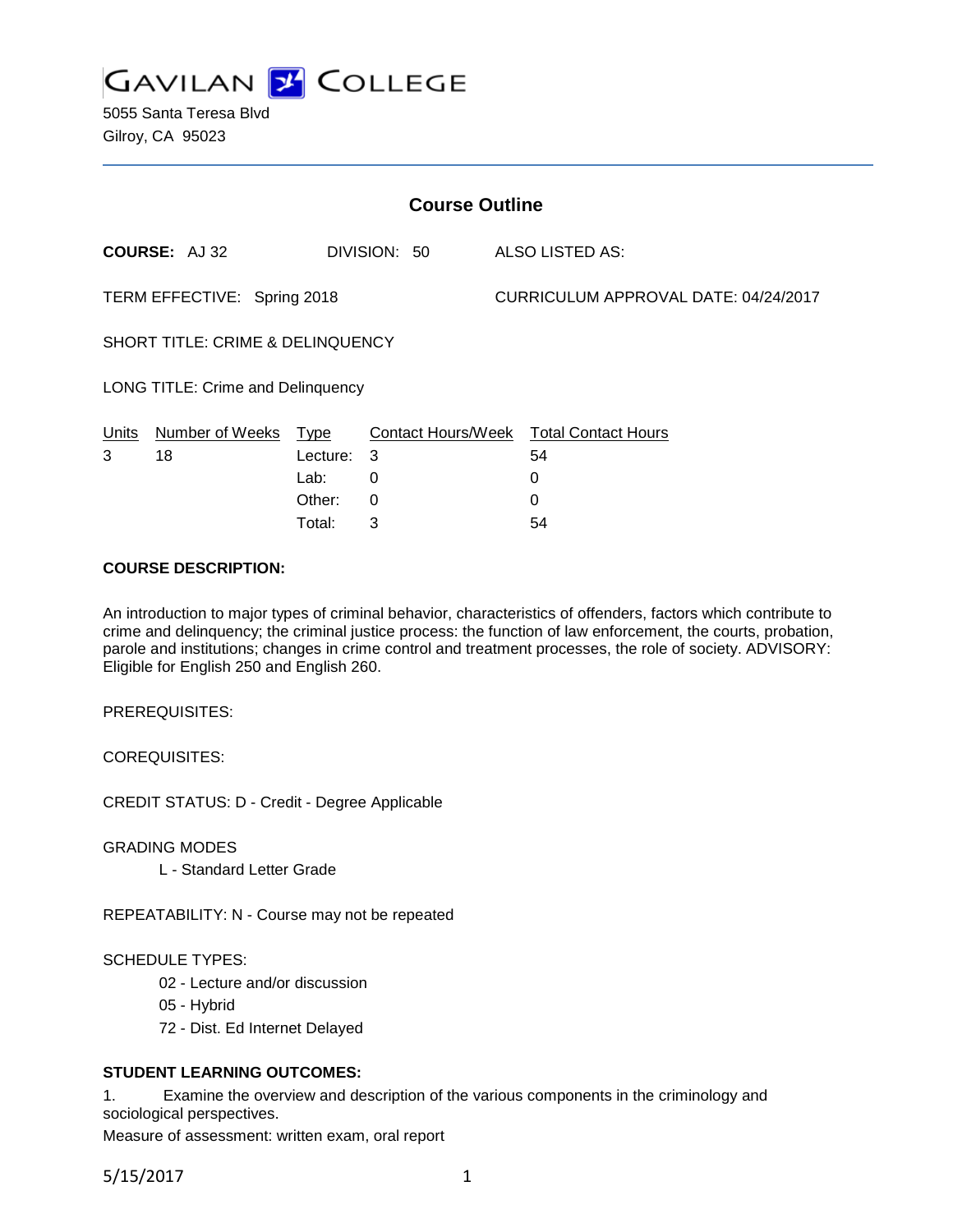# GAVILAN COLLEGE

5055 Santa Teresa Blvd
Gilroy, CA 95023

## Course Outline

**COURSE:** AJ 32 DIVISION: 50 ALSO LISTED AS:

TERM EFFECTIVE: Spring 2018 CURRICULUM APPROVAL DATE: 04/24/2017

SHORT TITLE: CRIME & DELINQUENCY

LONG TITLE: Crime and Delinquency

| Units | Number of Weeks | Type | Contact Hours/Week | Total Contact Hours |
|---|---|---|---|---|
| 3 | 18 | Lecture: | 3 | 54 |
| | | Lab: | 0 | 0 |
| | | Other: | 0 | 0 |
| | | Total: | 3 | 54 |

**COURSE DESCRIPTION:**

An introduction to major types of criminal behavior, characteristics of offenders, factors which contribute to crime and delinquency; the criminal justice process: the function of law enforcement, the courts, probation, parole and institutions; changes in crime control and treatment processes, the role of society. ADVISORY: Eligible for English 250 and English 260.

PREREQUISITES:

COREQUISITES:

CREDIT STATUS: D - Credit - Degree Applicable

GRADING MODES

L - Standard Letter Grade

REPEATABILITY: N - Course may not be repeated

SCHEDULE TYPES:

02 - Lecture and/or discussion
05 - Hybrid
72 - Dist. Ed Internet Delayed

**STUDENT LEARNING OUTCOMES:**

1. Examine the overview and description of the various components in the criminology and sociological perspectives.
Measure of assessment: written exam, oral report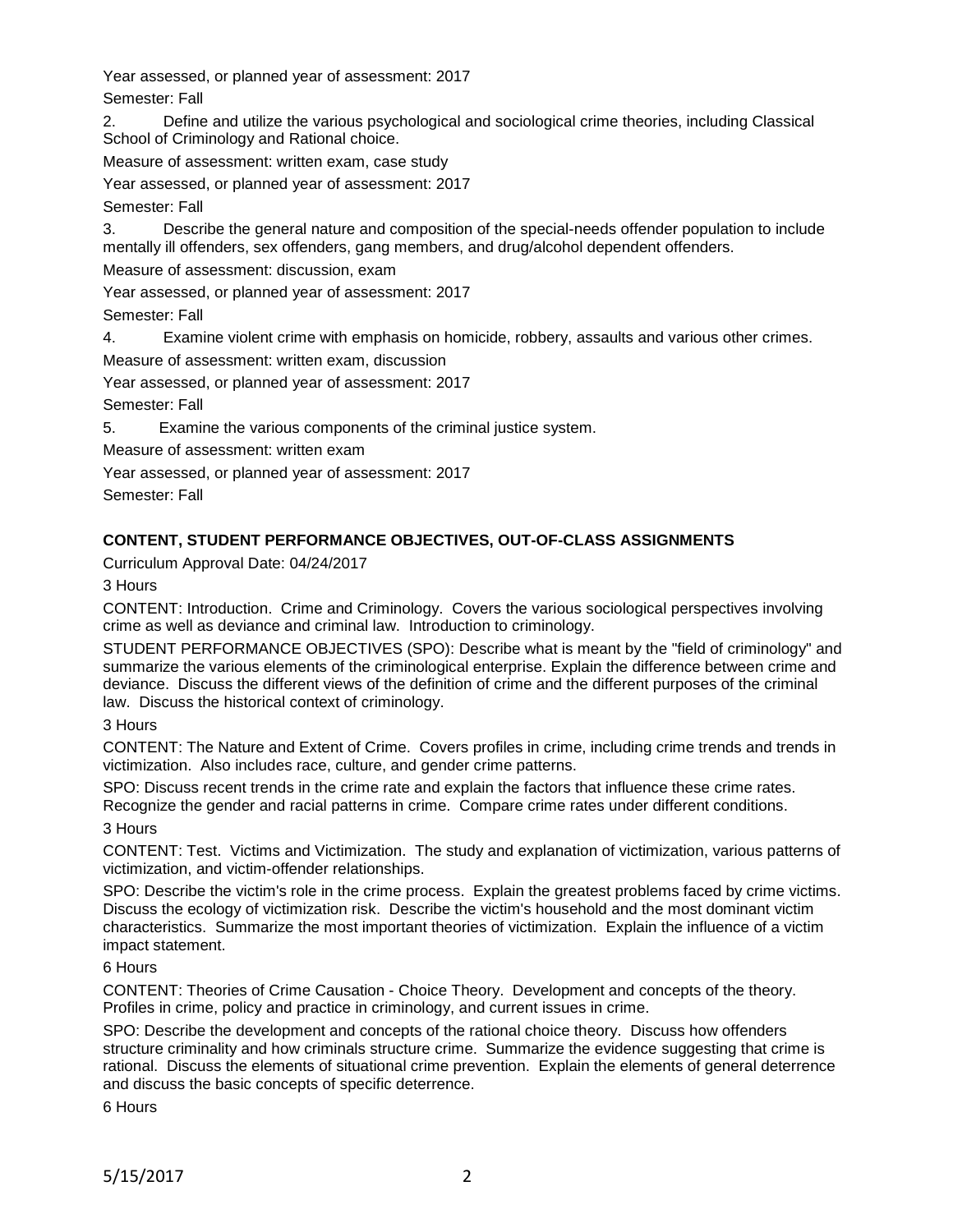Year assessed, or planned year of assessment: 2017

Semester: Fall

2. Define and utilize the various psychological and sociological crime theories, including Classical School of Criminology and Rational choice.

Measure of assessment: written exam, case study

Year assessed, or planned year of assessment: 2017

Semester: Fall

3. Describe the general nature and composition of the special-needs offender population to include mentally ill offenders, sex offenders, gang members, and drug/alcohol dependent offenders.

Measure of assessment: discussion, exam

Year assessed, or planned year of assessment: 2017

Semester: Fall

4. Examine violent crime with emphasis on homicide, robbery, assaults and various other crimes.

Measure of assessment: written exam, discussion

Year assessed, or planned year of assessment: 2017

Semester: Fall

5. Examine the various components of the criminal justice system.

Measure of assessment: written exam

Year assessed, or planned year of assessment: 2017

Semester: Fall

## CONTENT, STUDENT PERFORMANCE OBJECTIVES, OUT-OF-CLASS ASSIGNMENTS

Curriculum Approval Date: 04/24/2017

3 Hours

CONTENT: Introduction. Crime and Criminology. Covers the various sociological perspectives involving crime as well as deviance and criminal law. Introduction to criminology.

STUDENT PERFORMANCE OBJECTIVES (SPO): Describe what is meant by the "field of criminology" and summarize the various elements of the criminological enterprise. Explain the difference between crime and deviance. Discuss the different views of the definition of crime and the different purposes of the criminal law. Discuss the historical context of criminology.

3 Hours

CONTENT: The Nature and Extent of Crime. Covers profiles in crime, including crime trends and trends in victimization. Also includes race, culture, and gender crime patterns.

SPO: Discuss recent trends in the crime rate and explain the factors that influence these crime rates. Recognize the gender and racial patterns in crime. Compare crime rates under different conditions.

3 Hours

CONTENT: Test. Victims and Victimization. The study and explanation of victimization, various patterns of victimization, and victim-offender relationships.

SPO: Describe the victim's role in the crime process. Explain the greatest problems faced by crime victims. Discuss the ecology of victimization risk. Describe the victim's household and the most dominant victim characteristics. Summarize the most important theories of victimization. Explain the influence of a victim impact statement.

6 Hours

CONTENT: Theories of Crime Causation - Choice Theory. Development and concepts of the theory. Profiles in crime, policy and practice in criminology, and current issues in crime.

SPO: Describe the development and concepts of the rational choice theory. Discuss how offenders structure criminality and how criminals structure crime. Summarize the evidence suggesting that crime is rational. Discuss the elements of situational crime prevention. Explain the elements of general deterrence and discuss the basic concepts of specific deterrence.

6 Hours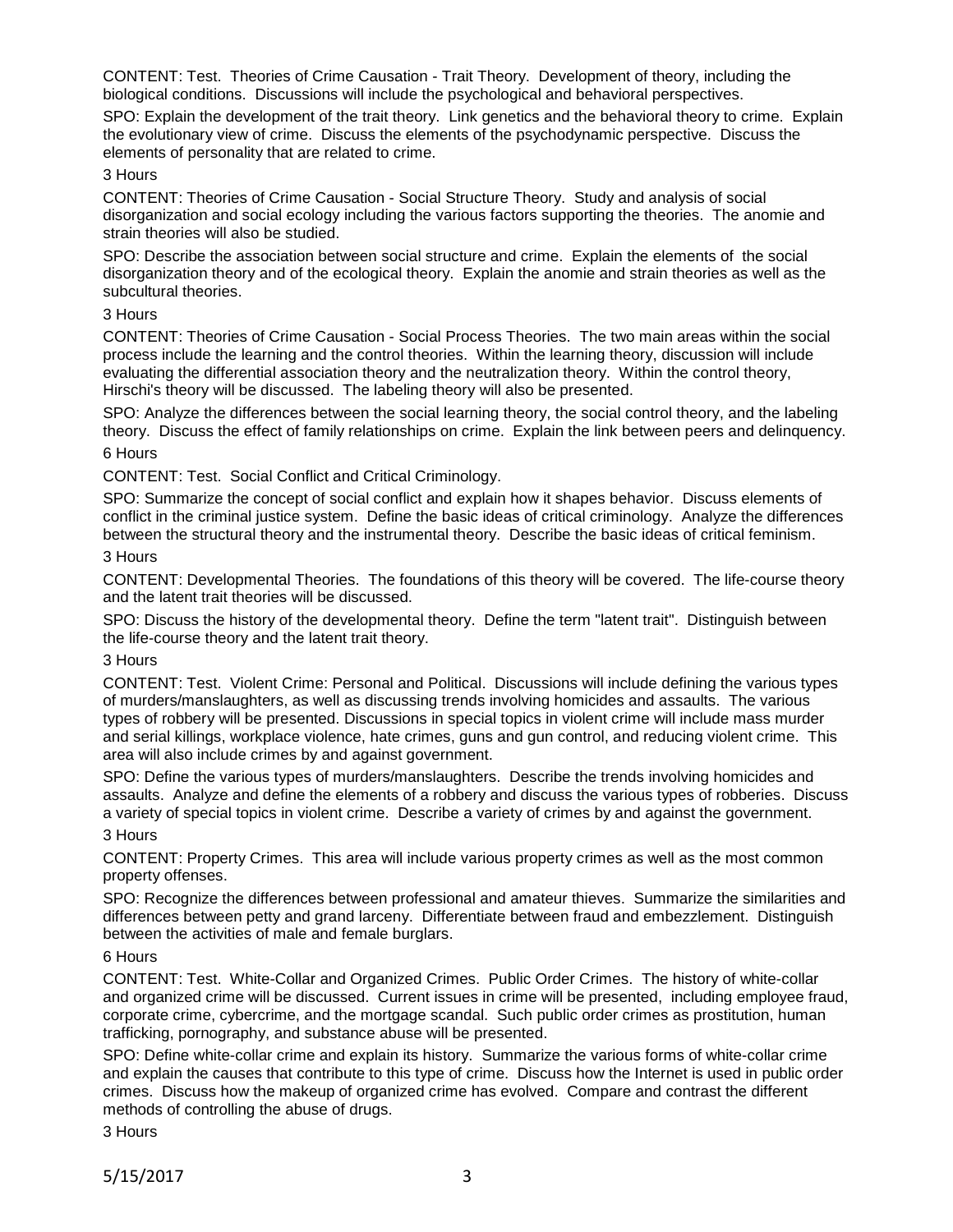CONTENT: Test. Theories of Crime Causation - Trait Theory. Development of theory, including the biological conditions. Discussions will include the psychological and behavioral perspectives.

SPO: Explain the development of the trait theory. Link genetics and the behavioral theory to crime. Explain the evolutionary view of crime. Discuss the elements of the psychodynamic perspective. Discuss the elements of personality that are related to crime.

3 Hours

CONTENT: Theories of Crime Causation - Social Structure Theory. Study and analysis of social disorganization and social ecology including the various factors supporting the theories. The anomie and strain theories will also be studied.

SPO: Describe the association between social structure and crime. Explain the elements of the social disorganization theory and of the ecological theory. Explain the anomie and strain theories as well as the subcultural theories.

3 Hours

CONTENT: Theories of Crime Causation - Social Process Theories. The two main areas within the social process include the learning and the control theories. Within the learning theory, discussion will include evaluating the differential association theory and the neutralization theory. Within the control theory, Hirschi's theory will be discussed. The labeling theory will also be presented.

SPO: Analyze the differences between the social learning theory, the social control theory, and the labeling theory. Discuss the effect of family relationships on crime. Explain the link between peers and delinquency.

6 Hours

CONTENT: Test. Social Conflict and Critical Criminology.

SPO: Summarize the concept of social conflict and explain how it shapes behavior. Discuss elements of conflict in the criminal justice system. Define the basic ideas of critical criminology. Analyze the differences between the structural theory and the instrumental theory. Describe the basic ideas of critical feminism.

3 Hours

CONTENT: Developmental Theories. The foundations of this theory will be covered. The life-course theory and the latent trait theories will be discussed.

SPO: Discuss the history of the developmental theory. Define the term "latent trait". Distinguish between the life-course theory and the latent trait theory.

3 Hours

CONTENT: Test. Violent Crime: Personal and Political. Discussions will include defining the various types of murders/manslaughters, as well as discussing trends involving homicides and assaults. The various types of robbery will be presented. Discussions in special topics in violent crime will include mass murder and serial killings, workplace violence, hate crimes, guns and gun control, and reducing violent crime. This area will also include crimes by and against government.

SPO: Define the various types of murders/manslaughters. Describe the trends involving homicides and assaults. Analyze and define the elements of a robbery and discuss the various types of robberies. Discuss a variety of special topics in violent crime. Describe a variety of crimes by and against the government.

3 Hours

CONTENT: Property Crimes. This area will include various property crimes as well as the most common property offenses.

SPO: Recognize the differences between professional and amateur thieves. Summarize the similarities and differences between petty and grand larceny. Differentiate between fraud and embezzlement. Distinguish between the activities of male and female burglars.

6 Hours

CONTENT: Test. White-Collar and Organized Crimes. Public Order Crimes. The history of white-collar and organized crime will be discussed. Current issues in crime will be presented, including employee fraud, corporate crime, cybercrime, and the mortgage scandal. Such public order crimes as prostitution, human trafficking, pornography, and substance abuse will be presented.

SPO: Define white-collar crime and explain its history. Summarize the various forms of white-collar crime and explain the causes that contribute to this type of crime. Discuss how the Internet is used in public order crimes. Discuss how the makeup of organized crime has evolved. Compare and contrast the different methods of controlling the abuse of drugs.

3 Hours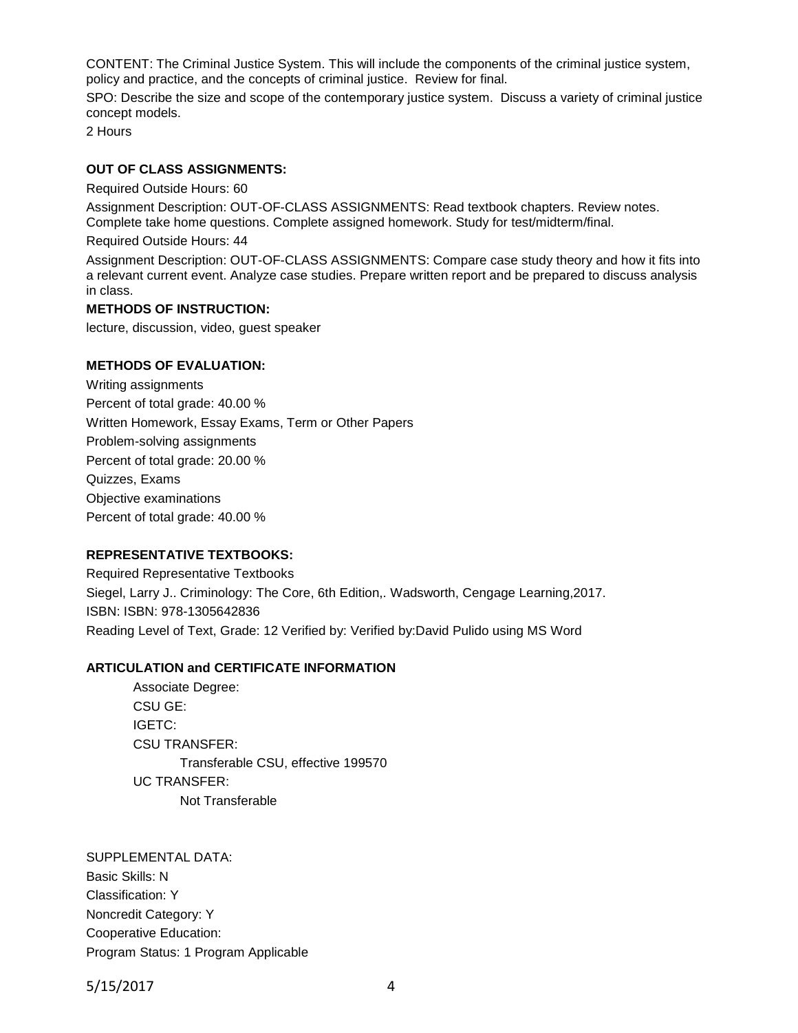CONTENT: The Criminal Justice System. This will include the components of the criminal justice system, policy and practice, and the concepts of criminal justice. Review for final.

SPO: Describe the size and scope of the contemporary justice system. Discuss a variety of criminal justice concept models.

2 Hours

**OUT OF CLASS ASSIGNMENTS:**

Required Outside Hours: 60

Assignment Description: OUT-OF-CLASS ASSIGNMENTS: Read textbook chapters. Review notes. Complete take home questions. Complete assigned homework. Study for test/midterm/final.

Required Outside Hours: 44

Assignment Description: OUT-OF-CLASS ASSIGNMENTS: Compare case study theory and how it fits into a relevant current event. Analyze case studies. Prepare written report and be prepared to discuss analysis in class.

**METHODS OF INSTRUCTION:**

lecture, discussion, video, guest speaker

**METHODS OF EVALUATION:**

Writing assignments

Percent of total grade: 40.00 %

Written Homework, Essay Exams, Term or Other Papers

Problem-solving assignments

Percent of total grade: 20.00 %

Quizzes, Exams

Objective examinations

Percent of total grade: 40.00 %

**REPRESENTATIVE TEXTBOOKS:**

Required Representative Textbooks

Siegel, Larry J.. Criminology: The Core, 6th Edition,. Wadsworth, Cengage Learning,2017.

ISBN: ISBN: 978-1305642836

Reading Level of Text, Grade: 12 Verified by: Verified by:David Pulido using MS Word

**ARTICULATION and CERTIFICATE INFORMATION**

Associate Degree:

CSU GE:

IGETC:

CSU TRANSFER:

Transferable CSU, effective 199570

UC TRANSFER:

Not Transferable

SUPPLEMENTAL DATA:

Basic Skills: N

Classification: Y

Noncredit Category: Y

Cooperative Education:

Program Status: 1 Program Applicable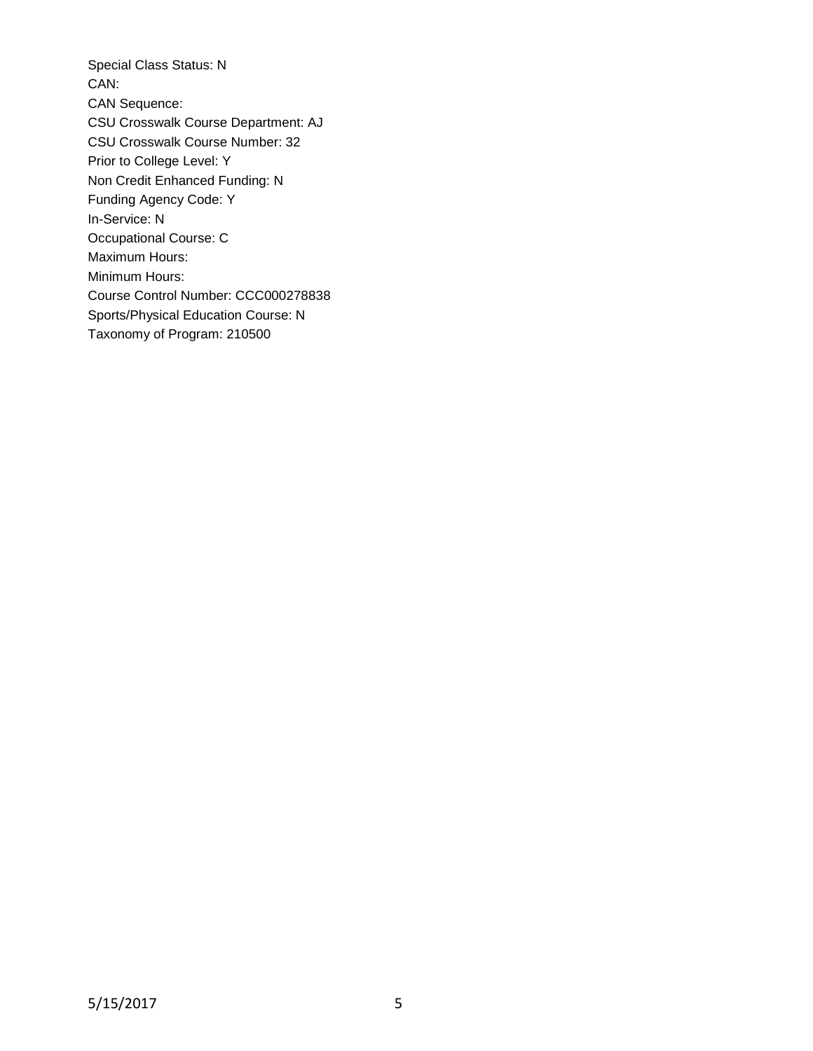Special Class Status: N
CAN:
CAN Sequence:
CSU Crosswalk Course Department: AJ
CSU Crosswalk Course Number: 32
Prior to College Level: Y
Non Credit Enhanced Funding: N
Funding Agency Code: Y
In-Service: N
Occupational Course: C
Maximum Hours:
Minimum Hours:
Course Control Number: CCC000278838
Sports/Physical Education Course: N
Taxonomy of Program: 210500